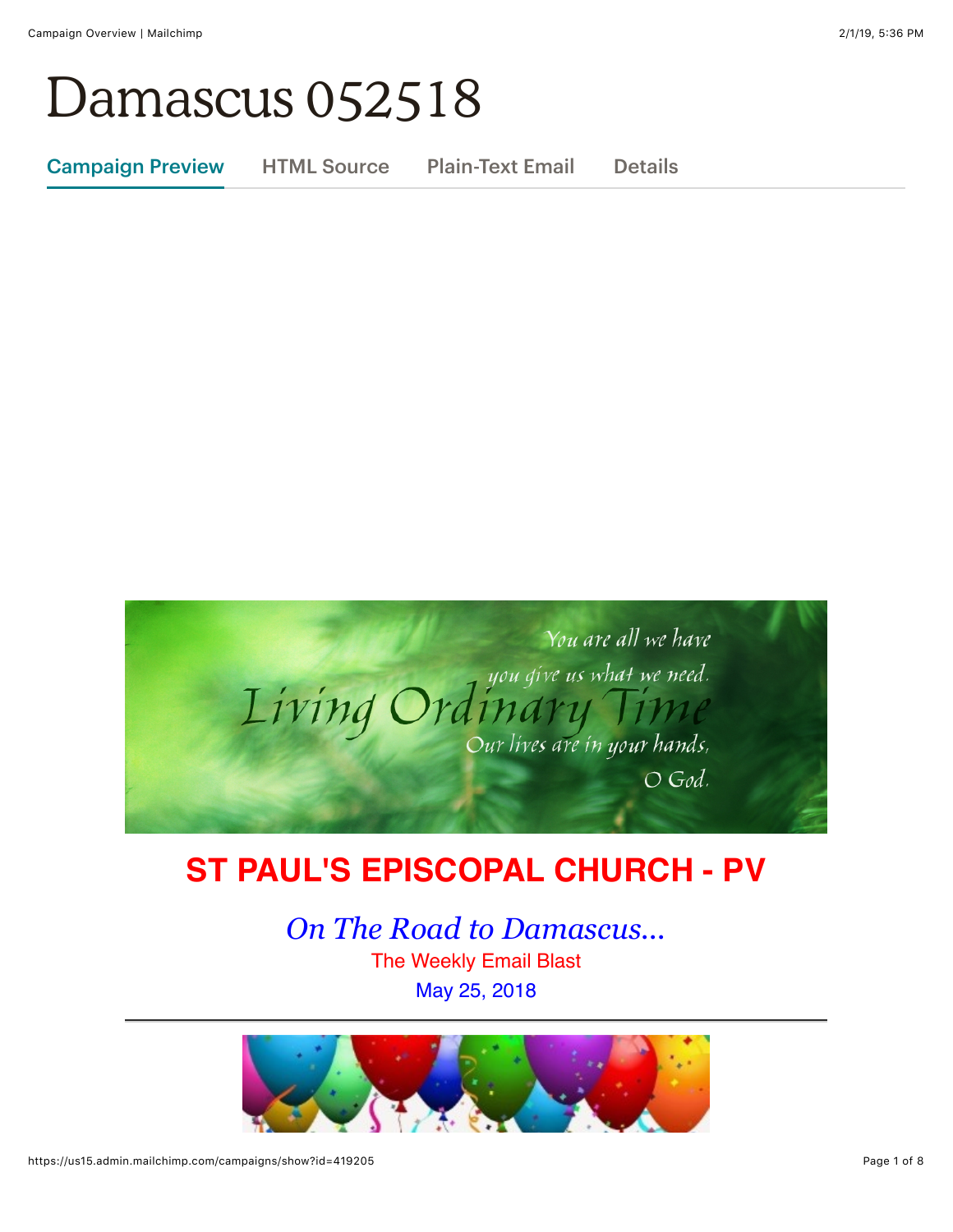# Damascus 052518

Campaign Preview | HTML Source | Plain-Text Email | Details

## ST PAUL'S EPISCOPAL CHURCH - PV

*On The Road to Damascus...*

The Weekly Email Blast

May 25, 2018

---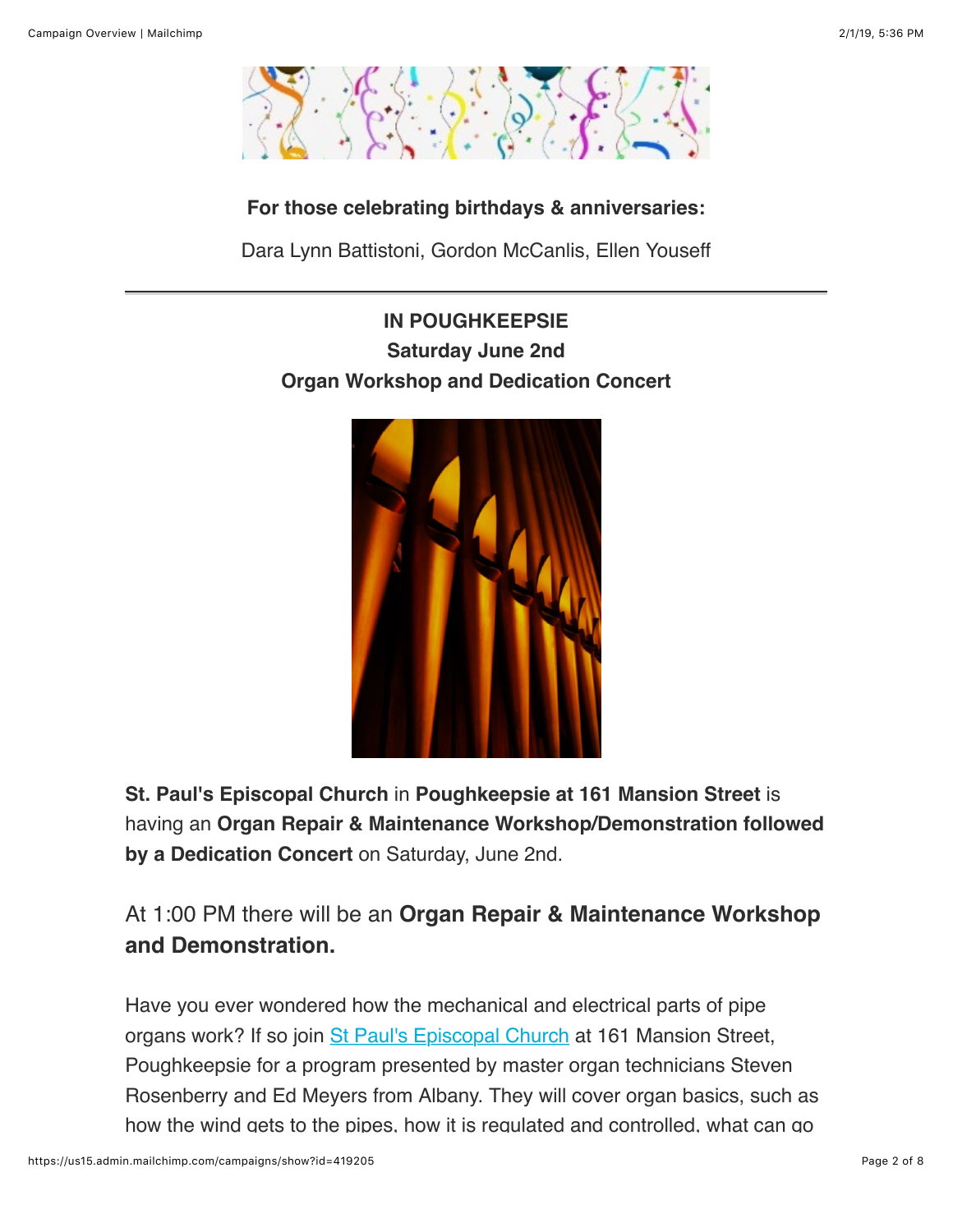**For those celebrating birthdays & anniversaries:**

Dara Lynn Battistoni, Gordon McCanlis, Ellen Youseff

---

**IN POUGHKEEPSIE**
**Saturday June 2nd**
**Organ Workshop and Dedication Concert**

**St. Paul's Episcopal Church** in **Poughkeepsie at 161 Mansion Street** is having an **Organ Repair & Maintenance Workshop/Demonstration followed by a Dedication Concert** on Saturday, June 2nd.

### At 1:00 PM there will be an **Organ Repair & Maintenance Workshop and Demonstration.**

Have you ever wondered how the mechanical and electrical parts of pipe organs work? If so join St Paul's Episcopal Church at 161 Mansion Street, Poughkeepsie for a program presented by master organ technicians Steven Rosenberry and Ed Meyers from Albany. They will cover organ basics, such as how the wind gets to the pipes, how it is regulated and controlled, what can go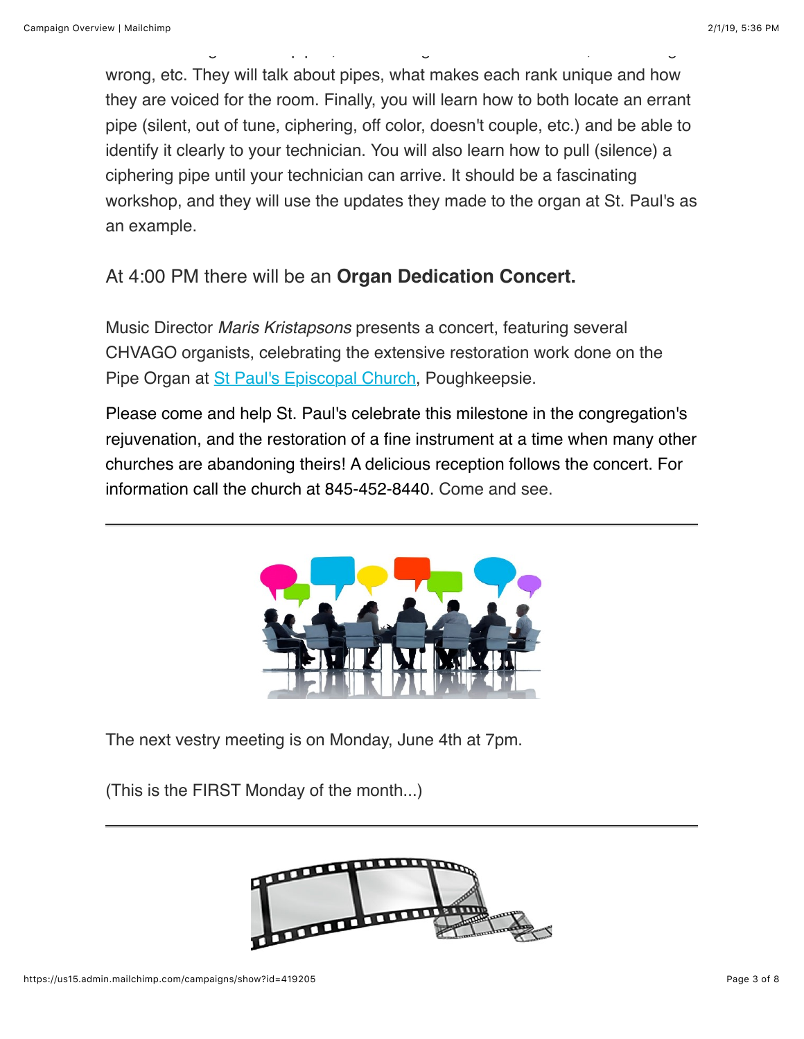wrong, etc. They will talk about pipes, what makes each rank unique and how they are voiced for the room. Finally, you will learn how to both locate an errant pipe (silent, out of tune, ciphering, off color, doesn't couple, etc.) and be able to identify it clearly to your technician. You will also learn how to pull (silence) a ciphering pipe until your technician can arrive. It should be a fascinating workshop, and they will use the updates they made to the organ at St. Paul's as an example.

At 4:00 PM there will be an **Organ Dedication Concert.**

Music Director *Maris Kristapsons* presents a concert, featuring several CHVAGO organists, celebrating the extensive restoration work done on the Pipe Organ at [St Paul's Episcopal Church](), Poughkeepsie.

Please come and help St. Paul's celebrate this milestone in the congregation's rejuvenation, and the restoration of a fine instrument at a time when many other churches are abandoning theirs! A delicious reception follows the concert. For information call the church at 845-452-8440. Come and see.

---

The next vestry meeting is on Monday, June 4th at 7pm.

(This is the FIRST Monday of the month...)

---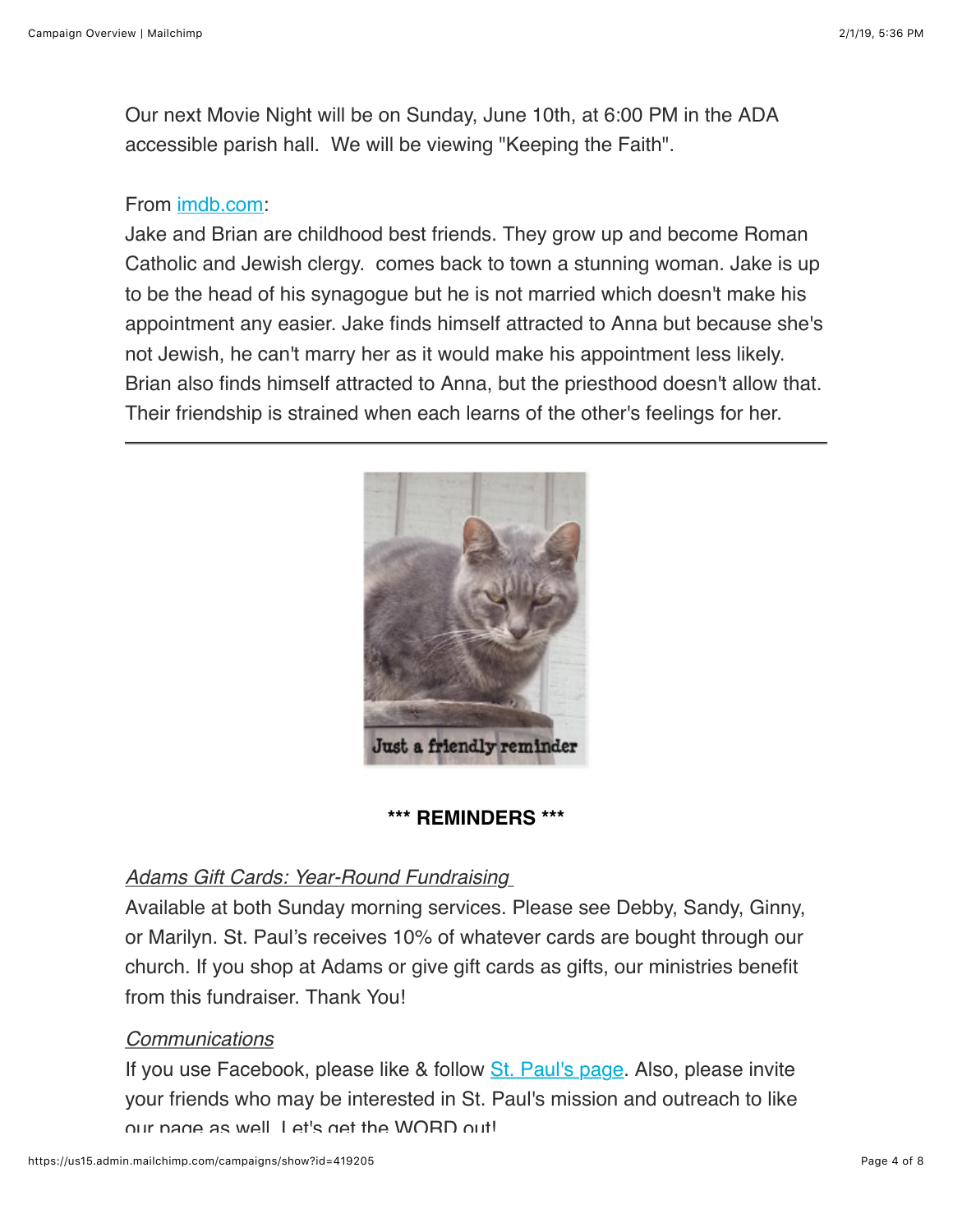Our next Movie Night will be on Sunday, June 10th, at 6:00 PM in the ADA accessible parish hall.  We will be viewing "Keeping the Faith".

From imdb.com:
Jake and Brian are childhood best friends. They grow up and become Roman Catholic and Jewish clergy.  comes back to town a stunning woman. Jake is up to be the head of his synagogue but he is not married which doesn't make his appointment any easier. Jake finds himself attracted to Anna but because she's not Jewish, he can't marry her as it would make his appointment less likely. Brian also finds himself attracted to Anna, but the priesthood doesn't allow that. Their friendship is strained when each learns of the other's feelings for her.

---

Just a friendly reminder

**\*\*\* REMINDERS \*\*\***

*Adams Gift Cards: Year-Round Fundraising*

Available at both Sunday morning services. Please see Debby, Sandy, Ginny, or Marilyn. St. Paul's receives 10% of whatever cards are bought through our church. If you shop at Adams or give gift cards as gifts, our ministries benefit from this fundraiser. Thank You!

*Communications*

If you use Facebook, please like & follow St. Paul's page. Also, please invite your friends who may be interested in St. Paul's mission and outreach to like our page as well. Let's get the WORD out!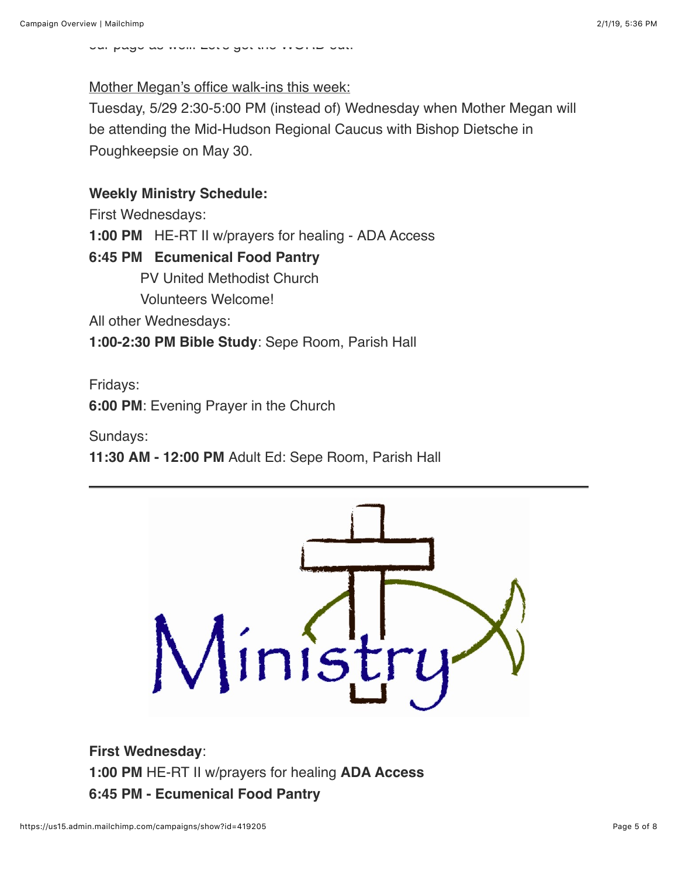our page as well. Let's get the WORD out.

Mother Megan's office walk-ins this week:
Tuesday, 5/29 2:30-5:00 PM (instead of) Wednesday when Mother Megan will be attending the Mid-Hudson Regional Caucus with Bishop Dietsche in Poughkeepsie on May 30.

**Weekly Ministry Schedule:**
First Wednesdays:
**1:00 PM** HE-RT II w/prayers for healing - ADA Access
**6:45 PM Ecumenical Food Pantry**
PV United Methodist Church
Volunteers Welcome!
All other Wednesdays:
**1:00-2:30 PM Bible Study**: Sepe Room, Parish Hall

Fridays:
**6:00 PM**: Evening Prayer in the Church

Sundays:
**11:30 AM - 12:00 PM** Adult Ed: Sepe Room, Parish Hall

---

Ministry

**First Wednesday**:
**1:00 PM** HE-RT II w/prayers for healing **ADA Access**
**6:45 PM - Ecumenical Food Pantry**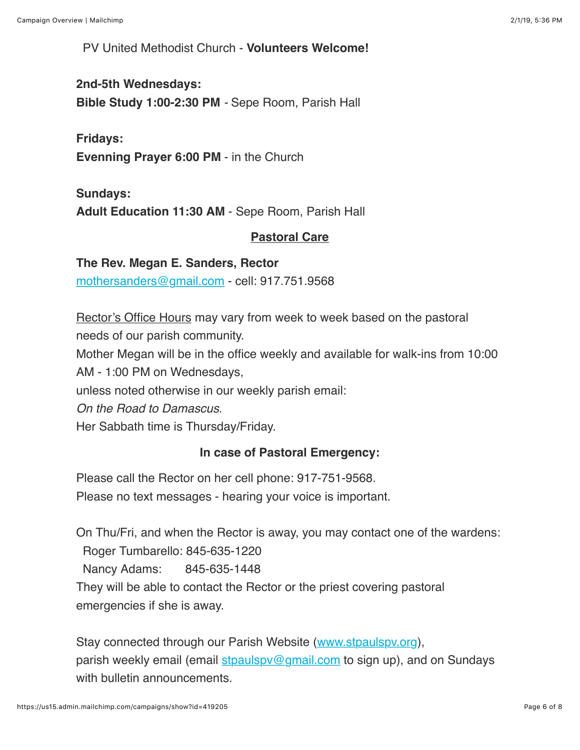PV United Methodist Church - **Volunteers Welcome!**

**2nd-5th Wednesdays:**
**Bible Study 1:00-2:30 PM** - Sepe Room, Parish Hall

**Fridays:**
**Evenning Prayer 6:00 PM** - in the Church

**Sundays:**
**Adult Education 11:30 AM** - Sepe Room, Parish Hall

## Pastoral Care

**The Rev. Megan E. Sanders, Rector**
mothersanders@gmail.com - cell: 917.751.9568

Rector's Office Hours may vary from week to week based on the pastoral needs of our parish community.
Mother Megan will be in the office weekly and available for walk-ins from 10:00 AM - 1:00 PM on Wednesdays,
unless noted otherwise in our weekly parish email:
*On the Road to Damascus*.
Her Sabbath time is Thursday/Friday.

**In case of Pastoral Emergency:**

Please call the Rector on her cell phone: 917-751-9568.
Please no text messages - hearing your voice is important.

On Thu/Fri, and when the Rector is away, you may contact one of the wardens:
Roger Tumbarello: 845-635-1220
Nancy Adams: 845-635-1448
They will be able to contact the Rector or the priest covering pastoral emergencies if she is away.

Stay connected through our Parish Website (www.stpaulspv.org),
parish weekly email (email stpaulspv@gmail.com to sign up), and on Sundays with bulletin announcements.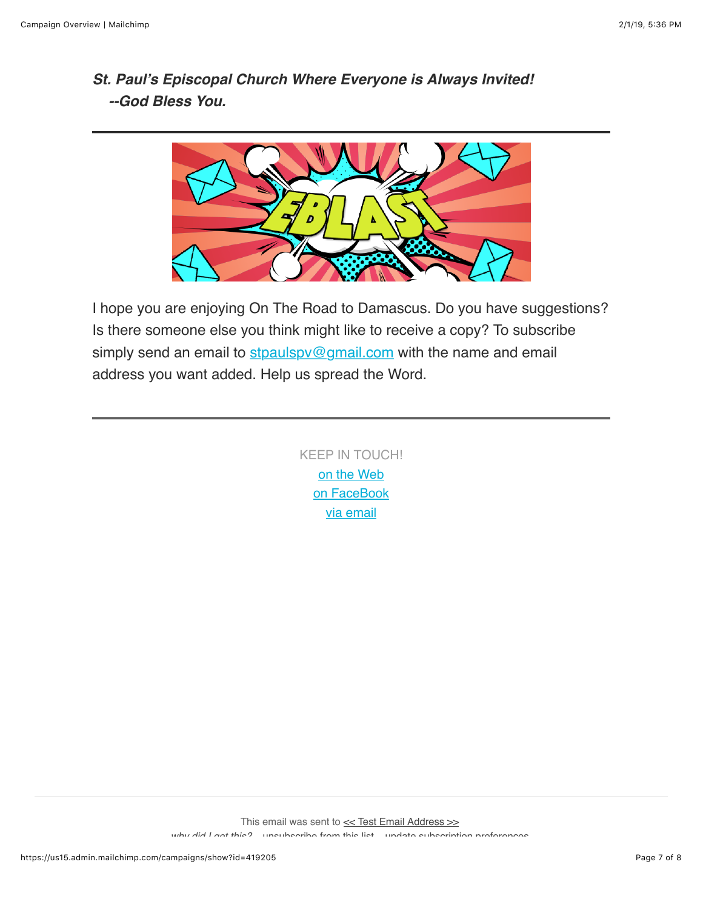***St. Paul's Episcopal Church Where Everyone is Always Invited!***
***--God Bless You.***

---

I hope you are enjoying On The Road to Damascus. Do you have suggestions? Is there someone else you think might like to receive a copy? To subscribe simply send an email to stpaulspv@gmail.com with the name and email address you want added. Help us spread the Word.

---

KEEP IN TOUCH!
on the Web
on FaceBook
via email

This email was sent to << Test Email Address >>
*why did I get this?* unsubscribe from this list update subscription preferences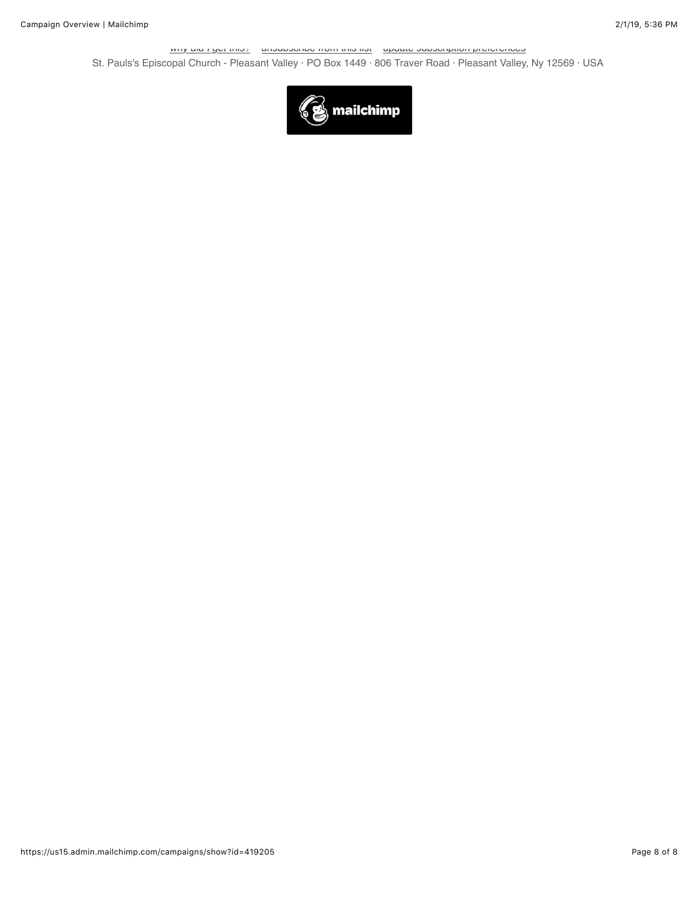*why did I get this?* unsubscribe from this list update subscription preferences

St. Pauls's Episcopal Church - Pleasant Valley · PO Box 1449 · 806 Traver Road · Pleasant Valley, Ny 12569 · USA